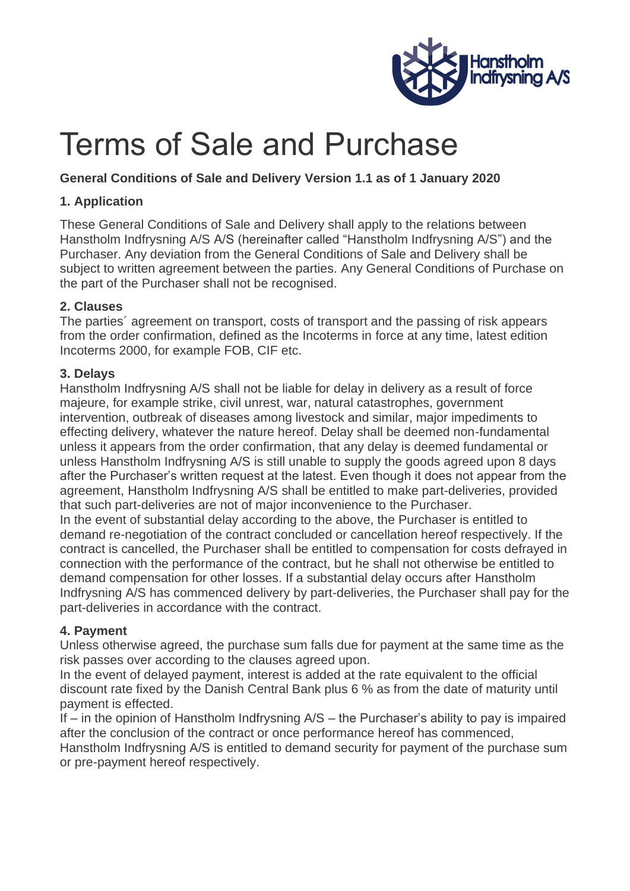# Terms of Sale and Purchase

**General Conditions of Sale and Delivery Version 1.1 as of 1 January 2020**

## 1. Application

These General Conditions of Sale and Delivery shall apply to the relations between Hanstholm Indfrysning A/S A/S (hereinafter called "Hanstholm Indfrysning A/S") and the Purchaser. Any deviation from the General Conditions of Sale and Delivery shall be subject to written agreement between the parties. Any General Conditions of Purchase on the part of the Purchaser shall not be recognised.

## 2. Clauses

The parties´ agreement on transport, costs of transport and the passing of risk appears from the order confirmation, defined as the Incoterms in force at any time, latest edition Incoterms 2000, for example FOB, CIF etc.

## 3. Delays

Hanstholm Indfrysning A/S shall not be liable for delay in delivery as a result of force majeure, for example strike, civil unrest, war, natural catastrophes, government intervention, outbreak of diseases among livestock and similar, major impediments to effecting delivery, whatever the nature hereof. Delay shall be deemed non-fundamental unless it appears from the order confirmation, that any delay is deemed fundamental or unless Hanstholm Indfrysning A/S is still unable to supply the goods agreed upon 8 days after the Purchaser's written request at the latest. Even though it does not appear from the agreement, Hanstholm Indfrysning A/S shall be entitled to make part-deliveries, provided that such part-deliveries are not of major inconvenience to the Purchaser.

In the event of substantial delay according to the above, the Purchaser is entitled to demand re-negotiation of the contract concluded or cancellation hereof respectively. If the contract is cancelled, the Purchaser shall be entitled to compensation for costs defrayed in connection with the performance of the contract, but he shall not otherwise be entitled to demand compensation for other losses. If a substantial delay occurs after Hanstholm Indfrysning A/S has commenced delivery by part-deliveries, the Purchaser shall pay for the part-deliveries in accordance with the contract.

## 4. Payment

Unless otherwise agreed, the purchase sum falls due for payment at the same time as the risk passes over according to the clauses agreed upon.

In the event of delayed payment, interest is added at the rate equivalent to the official discount rate fixed by the Danish Central Bank plus 6 % as from the date of maturity until payment is effected.

If – in the opinion of Hanstholm Indfrysning A/S – the Purchaser's ability to pay is impaired after the conclusion of the contract or once performance hereof has commenced, Hanstholm Indfrysning A/S is entitled to demand security for payment of the purchase sum or pre-payment hereof respectively.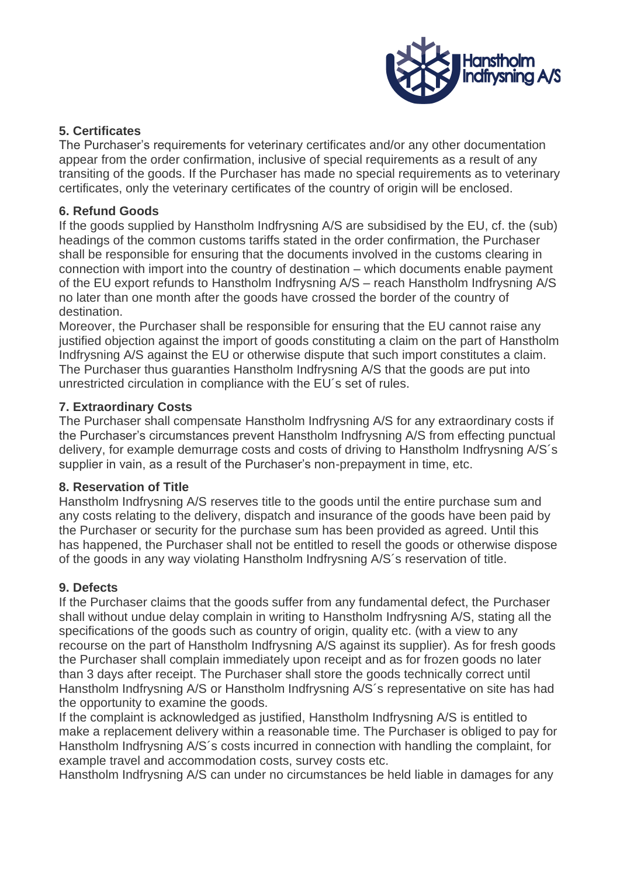**5. Certificates**

The Purchaser's requirements for veterinary certificates and/or any other documentation appear from the order confirmation, inclusive of special requirements as a result of any transiting of the goods. If the Purchaser has made no special requirements as to veterinary certificates, only the veterinary certificates of the country of origin will be enclosed.

**6. Refund Goods**

If the goods supplied by Hanstholm Indfrysning A/S are subsidised by the EU, cf. the (sub) headings of the common customs tariffs stated in the order confirmation, the Purchaser shall be responsible for ensuring that the documents involved in the customs clearing in connection with import into the country of destination – which documents enable payment of the EU export refunds to Hanstholm Indfrysning A/S – reach Hanstholm Indfrysning A/S no later than one month after the goods have crossed the border of the country of destination.

Moreover, the Purchaser shall be responsible for ensuring that the EU cannot raise any justified objection against the import of goods constituting a claim on the part of Hanstholm Indfrysning A/S against the EU or otherwise dispute that such import constitutes a claim. The Purchaser thus guaranties Hanstholm Indfrysning A/S that the goods are put into unrestricted circulation in compliance with the EU´s set of rules.

**7. Extraordinary Costs**

The Purchaser shall compensate Hanstholm Indfrysning A/S for any extraordinary costs if the Purchaser's circumstances prevent Hanstholm Indfrysning A/S from effecting punctual delivery, for example demurrage costs and costs of driving to Hanstholm Indfrysning A/S´s supplier in vain, as a result of the Purchaser's non-prepayment in time, etc.

**8. Reservation of Title**

Hanstholm Indfrysning A/S reserves title to the goods until the entire purchase sum and any costs relating to the delivery, dispatch and insurance of the goods have been paid by the Purchaser or security for the purchase sum has been provided as agreed. Until this has happened, the Purchaser shall not be entitled to resell the goods or otherwise dispose of the goods in any way violating Hanstholm Indfrysning A/S´s reservation of title.

**9. Defects**

If the Purchaser claims that the goods suffer from any fundamental defect, the Purchaser shall without undue delay complain in writing to Hanstholm Indfrysning A/S, stating all the specifications of the goods such as country of origin, quality etc. (with a view to any recourse on the part of Hanstholm Indfrysning A/S against its supplier). As for fresh goods the Purchaser shall complain immediately upon receipt and as for frozen goods no later than 3 days after receipt. The Purchaser shall store the goods technically correct until Hanstholm Indfrysning A/S or Hanstholm Indfrysning A/S´s representative on site has had the opportunity to examine the goods.

If the complaint is acknowledged as justified, Hanstholm Indfrysning A/S is entitled to make a replacement delivery within a reasonable time. The Purchaser is obliged to pay for Hanstholm Indfrysning A/S´s costs incurred in connection with handling the complaint, for example travel and accommodation costs, survey costs etc.

Hanstholm Indfrysning A/S can under no circumstances be held liable in damages for any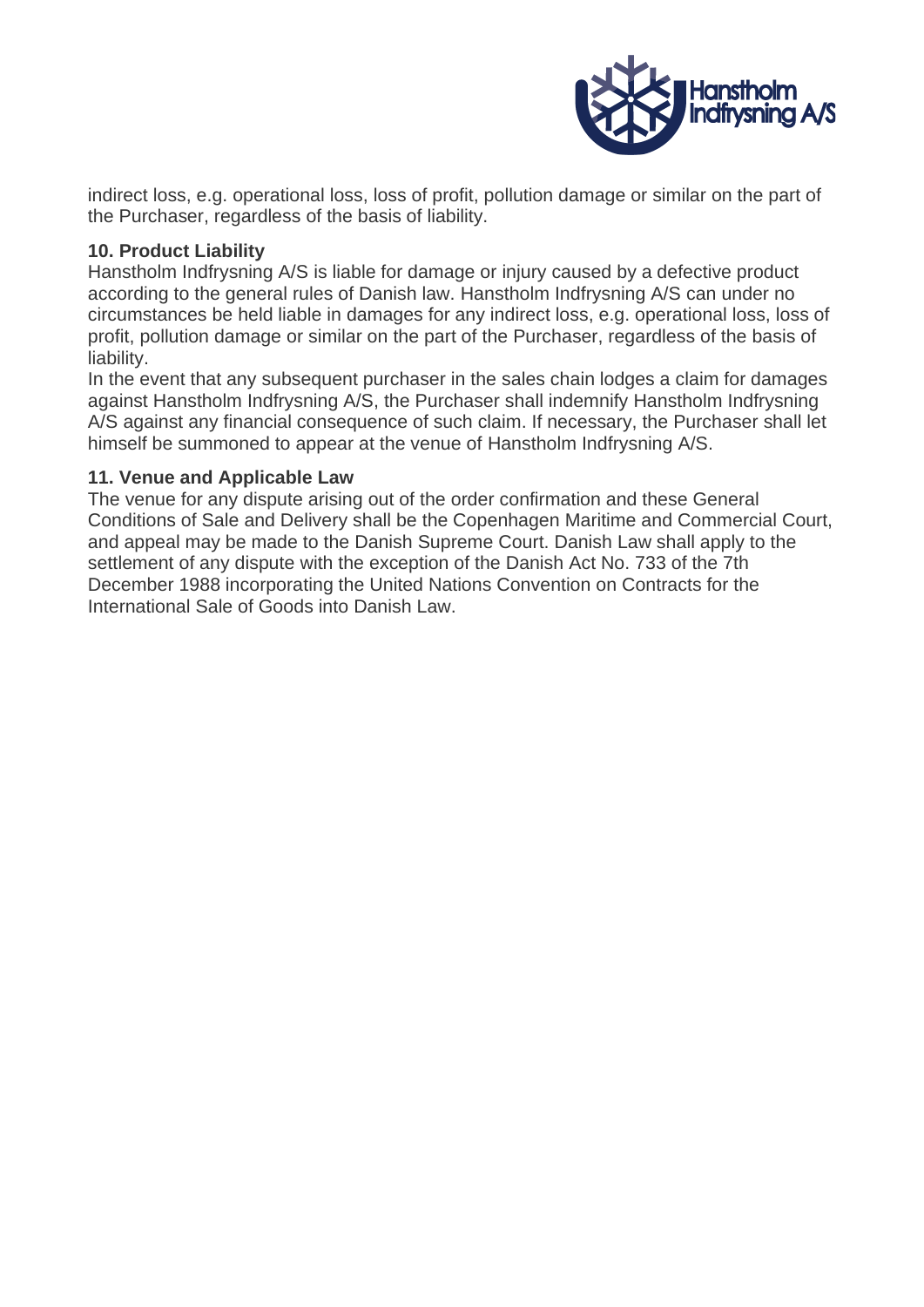indirect loss, e.g. operational loss, loss of profit, pollution damage or similar on the part of the Purchaser, regardless of the basis of liability.

**10. Product Liability**

Hanstholm Indfrysning A/S is liable for damage or injury caused by a defective product according to the general rules of Danish law. Hanstholm Indfrysning A/S can under no circumstances be held liable in damages for any indirect loss, e.g. operational loss, loss of profit, pollution damage or similar on the part of the Purchaser, regardless of the basis of liability.

In the event that any subsequent purchaser in the sales chain lodges a claim for damages against Hanstholm Indfrysning A/S, the Purchaser shall indemnify Hanstholm Indfrysning A/S against any financial consequence of such claim. If necessary, the Purchaser shall let himself be summoned to appear at the venue of Hanstholm Indfrysning A/S.

**11. Venue and Applicable Law**

The venue for any dispute arising out of the order confirmation and these General Conditions of Sale and Delivery shall be the Copenhagen Maritime and Commercial Court, and appeal may be made to the Danish Supreme Court. Danish Law shall apply to the settlement of any dispute with the exception of the Danish Act No. 733 of the 7th December 1988 incorporating the United Nations Convention on Contracts for the International Sale of Goods into Danish Law.